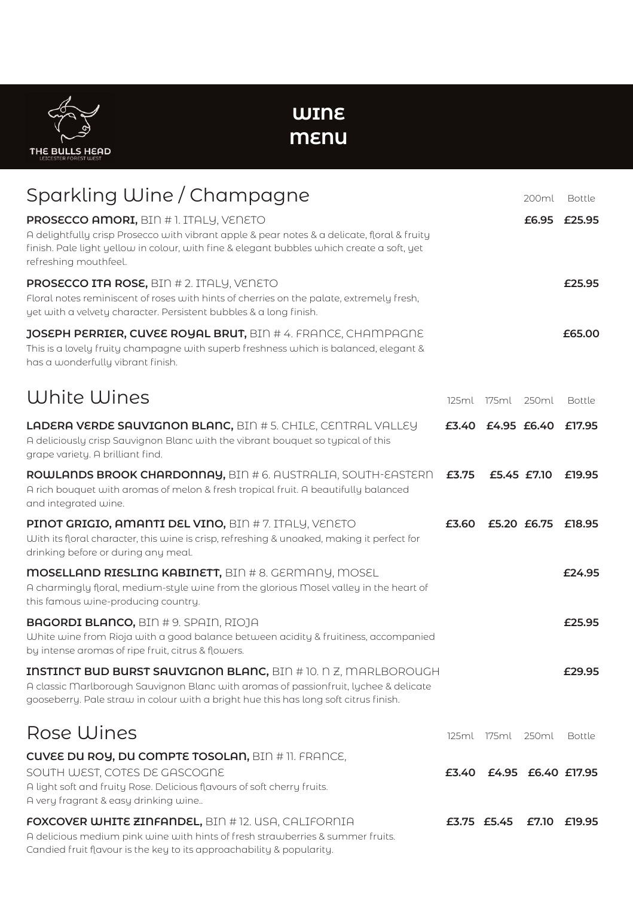THE BULLS HEAD
LEICESTER FOREST WEST

# WINE MENU

## Sparkling Wine / Champagne

| | 200ml | Bottle |
|---|---|---|
| **PROSECCO AMORI,** BIN # 1. ITALY, VENETO<br>A delightfully crisp Prosecco with vibrant apple & pear notes & a delicate, floral & fruity finish. Pale light yellow in colour, with fine & elegant bubbles which create a soft, yet refreshing mouthfeel. | £6.95 | £25.95 |
| **PROSECCO ITA ROSE,** BIN # 2. ITALY, VENETO<br>Floral notes reminiscent of roses with hints of cherries on the palate, extremely fresh, yet with a velvety character. Persistent bubbles & a long finish. | | £25.95 |
| **JOSEPH PERRIER, CUVEE ROYAL BRUT,** BIN # 4. FRANCE, CHAMPAGNE<br>This is a lovely fruity champagne with superb freshness which is balanced, elegant & has a wonderfully vibrant finish. | | £65.00 |

## White Wines

| | 125ml | 175ml | 250ml | Bottle |
|---|---|---|---|---|
| **LADERA VERDE SAUVIGNON BLANC,** BIN # 5. CHILE, CENTRAL VALLEY<br>A deliciously crisp Sauvignon Blanc with the vibrant bouquet so typical of this grape variety. A brilliant find. | £3.40 | £4.95 | £6.40 | £17.95 |
| **ROWLANDS BROOK CHARDONNAY,** BIN # 6. AUSTRALIA, SOUTH-EASTERN<br>A rich bouquet with aromas of melon & fresh tropical fruit. A beautifully balanced and integrated wine. | £3.75 | £5.45 | £7.10 | £19.95 |
| **PINOT GRIGIO, AMANTI DEL VINO,** BIN # 7. ITALY, VENETO<br>With its floral character, this wine is crisp, refreshing & unoaked, making it perfect for drinking before or during any meal. | £3.60 | £5.20 | £6.75 | £18.95 |
| **MOSELLAND RIESLING KABINETT,** BIN # 8. GERMANY, MOSEL<br>A charmingly floral, medium-style wine from the glorious Mosel valley in the heart of this famous wine-producing country. | | | | £24.95 |
| **BAGORDI BLANCO,** BIN # 9. SPAIN, RIOJA<br>White wine from Rioja with a good balance between acidity & fruitiness, accompanied by intense aromas of ripe fruit, citrus & flowers. | | | | £25.95 |
| **INSTINCT BUD BURST SAUVIGNON BLANC,** BIN # 10. N Z, MARLBOROUGH<br>A classic Marlborough Sauvignon Blanc with aromas of passionfruit, lychee & delicate gooseberry. Pale straw in colour with a bright hue this has long soft citrus finish. | | | | £29.95 |

## Rose Wines

| | 125ml | 175ml | 250ml | Bottle |
|---|---|---|---|---|
| **CUVEE DU ROY, DU COMPTE TOSOLAN,** BIN # 11. FRANCE, SOUTH WEST, COTES DE GASCOGNE<br>A light soft and fruity Rose. Delicious flavours of soft cherry fruits. A very fragrant & easy drinking wine.. | £3.40 | £4.95 | £6.40 | £17.95 |
| **FOXCOVER WHITE ZINFANDEL,** BIN # 12. USA, CALIFORNIA<br>A delicious medium pink wine with hints of fresh strawberries & summer fruits. Candied fruit flavour is the key to its approachability & popularity. | £3.75 | £5.45 | £7.10 | £19.95 |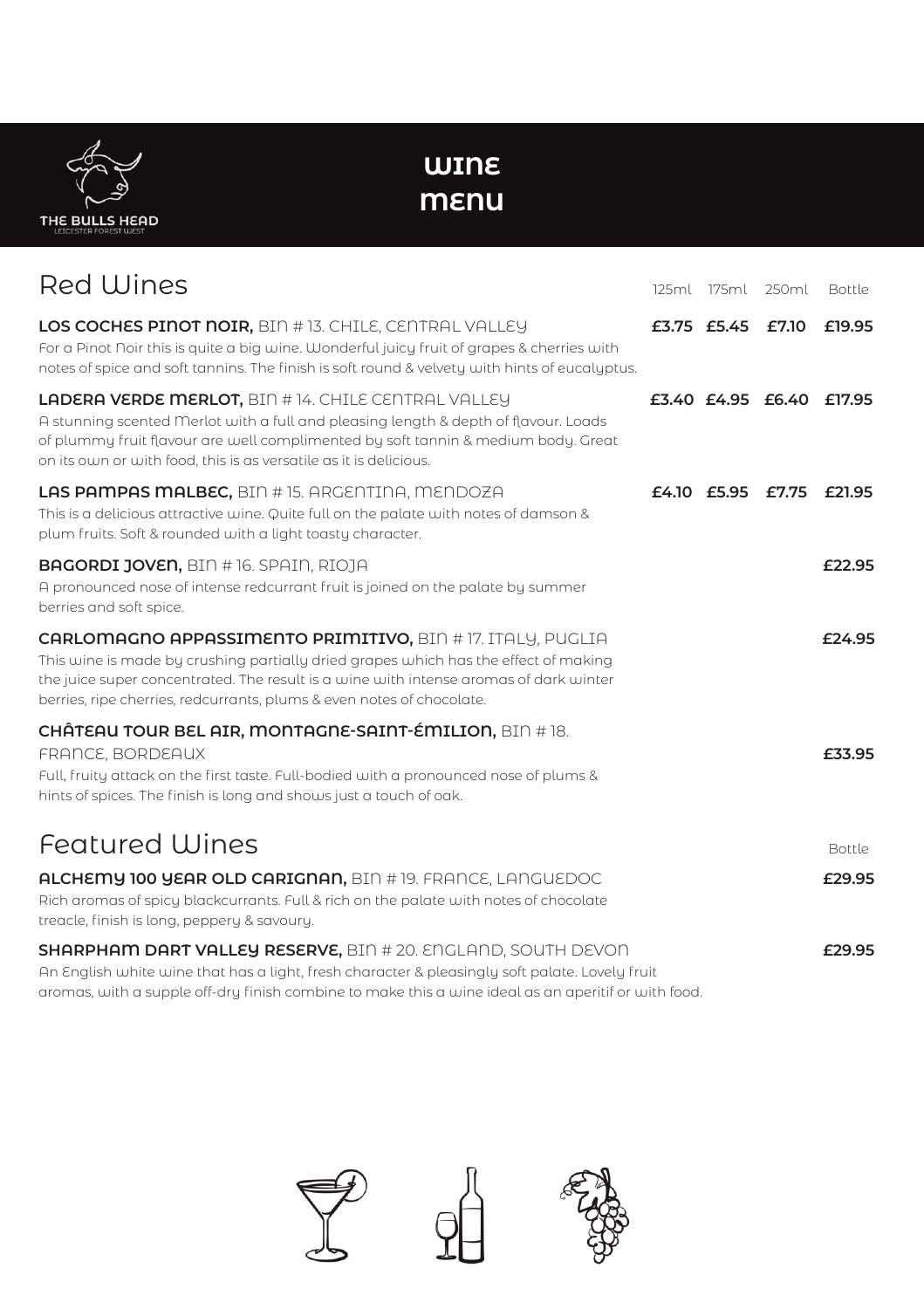THE BULLS HEAD
LEICESTER FOREST WEST

# WINE MENU

## Red Wines

| | 125ml | 175ml | 250ml | Bottle |
|---|---|---|---|---|
| **LOS COCHES PINOT NOIR,** BIN # 13. CHILE, CENTRAL VALLEY<br>For a Pinot Noir this is quite a big wine. Wonderful juicy fruit of grapes & cherries with notes of spice and soft tannins. The finish is soft round & velvety with hints of eucalyptus. | **£3.75** | **£5.45** | **£7.10** | **£19.95** |
| **LADERA VERDE MERLOT,** BIN # 14. CHILE CENTRAL VALLEY<br>A stunning scented Merlot with a full and pleasing length & depth of flavour. Loads of plummy fruit flavour are well complimented by soft tannin & medium body. Great on its own or with food, this is as versatile as it is delicious. | **£3.40** | **£4.95** | **£6.40** | **£17.95** |
| **LAS PAMPAS MALBEC,** BIN # 15. ARGENTINA, MENDOZA<br>This is a delicious attractive wine. Quite full on the palate with notes of damson & plum fruits. Soft & rounded with a light toasty character. | **£4.10** | **£5.95** | **£7.75** | **£21.95** |
| **BAGORDI JOVEN,** BIN # 16. SPAIN, RIOJA<br>A pronounced nose of intense redcurrant fruit is joined on the palate by summer berries and soft spice. | | | | **£22.95** |
| **CARLOMAGNO APPASSIMENTO PRIMITIVO,** BIN # 17. ITALY, PUGLIA<br>This wine is made by crushing partially dried grapes which has the effect of making the juice super concentrated. The result is a wine with intense aromas of dark winter berries, ripe cherries, redcurrants, plums & even notes of chocolate. | | | | **£24.95** |
| **CHÂTEAU TOUR BEL AIR, MONTAGNE-SAINT-ÉMILION,** BIN # 18. FRANCE, BORDEAUX<br>Full, fruity attack on the first taste. Full-bodied with a pronounced nose of plums & hints of spices. The finish is long and shows just a touch of oak. | | | | **£33.95** |

## Featured Wines

| | Bottle |
|---|---|
| **ALCHEMY 100 YEAR OLD CARIGNAN,** BIN # 19. FRANCE, LANGUEDOC<br>Rich aromas of spicy blackcurrants. Full & rich on the palate with notes of chocolate treacle, finish is long, peppery & savoury. | **£29.95** |
| **SHARPHAM DART VALLEY RESERVE,** BIN # 20. ENGLAND, SOUTH DEVON<br>An English white wine that has a light, fresh character & pleasingly soft palate. Lovely fruit aromas, with a supple off-dry finish combine to make this a wine ideal as an aperitif or with food. | **£29.95** |